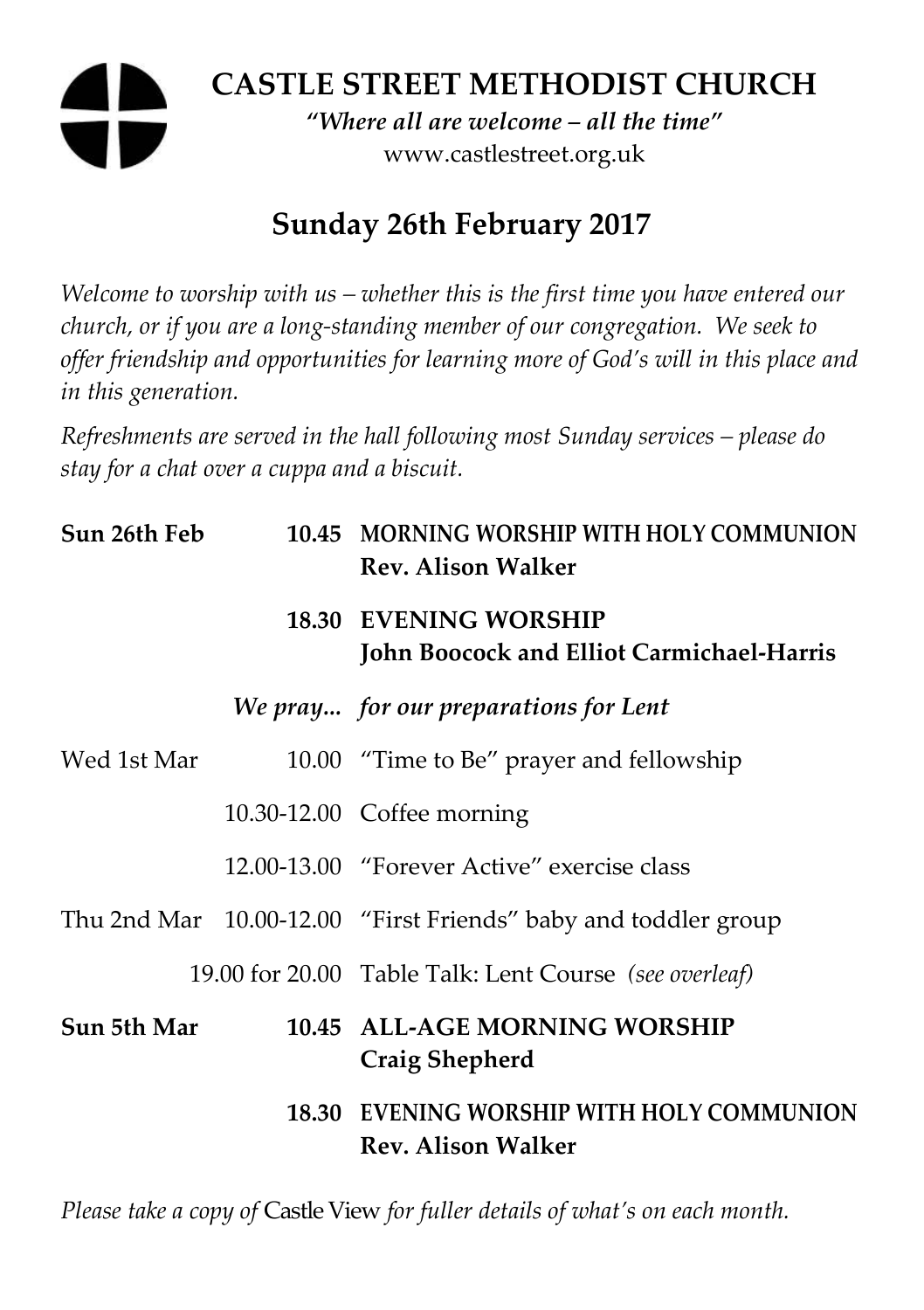# CASTLE STREET METHODIST CHURCH

*"Where all are welcome – all the time"*

www.castlestreet.org.uk

## Sunday 26th February 2017

*Welcome to worship with us – whether this is the first time you have entered our church, or if you are a long-standing member of our congregation. We seek to offer friendship and opportunities for learning more of God's will in this place and in this generation.*

*Refreshments are served in the hall following most Sunday services – please do stay for a chat over a cuppa and a biscuit.*

| | | |
|---|---|---|
| **Sun 26th Feb** | **10.45** | **MORNING WORSHIP WITH HOLY COMMUNION**<br>**Rev. Alison Walker** |
| | **18.30** | **EVENING WORSHIP**<br>**John Boocock and Elliot Carmichael-Harris** |
| | ***We pray...*** | ***for our preparations for Lent*** |
| Wed 1st Mar | 10.00 | "Time to Be" prayer and fellowship |
| | 10.30-12.00 | Coffee morning |
| | 12.00-13.00 | "Forever Active" exercise class |
| Thu 2nd Mar | 10.00-12.00 | "First Friends" baby and toddler group |
| | 19.00 for 20.00 | Table Talk: Lent Course *(see overleaf)* |
| **Sun 5th Mar** | **10.45** | **ALL-AGE MORNING WORSHIP**<br>**Craig Shepherd** |
| | **18.30** | **EVENING WORSHIP WITH HOLY COMMUNION**<br>**Rev. Alison Walker** |

*Please take a copy of* Castle View *for fuller details of what's on each month.*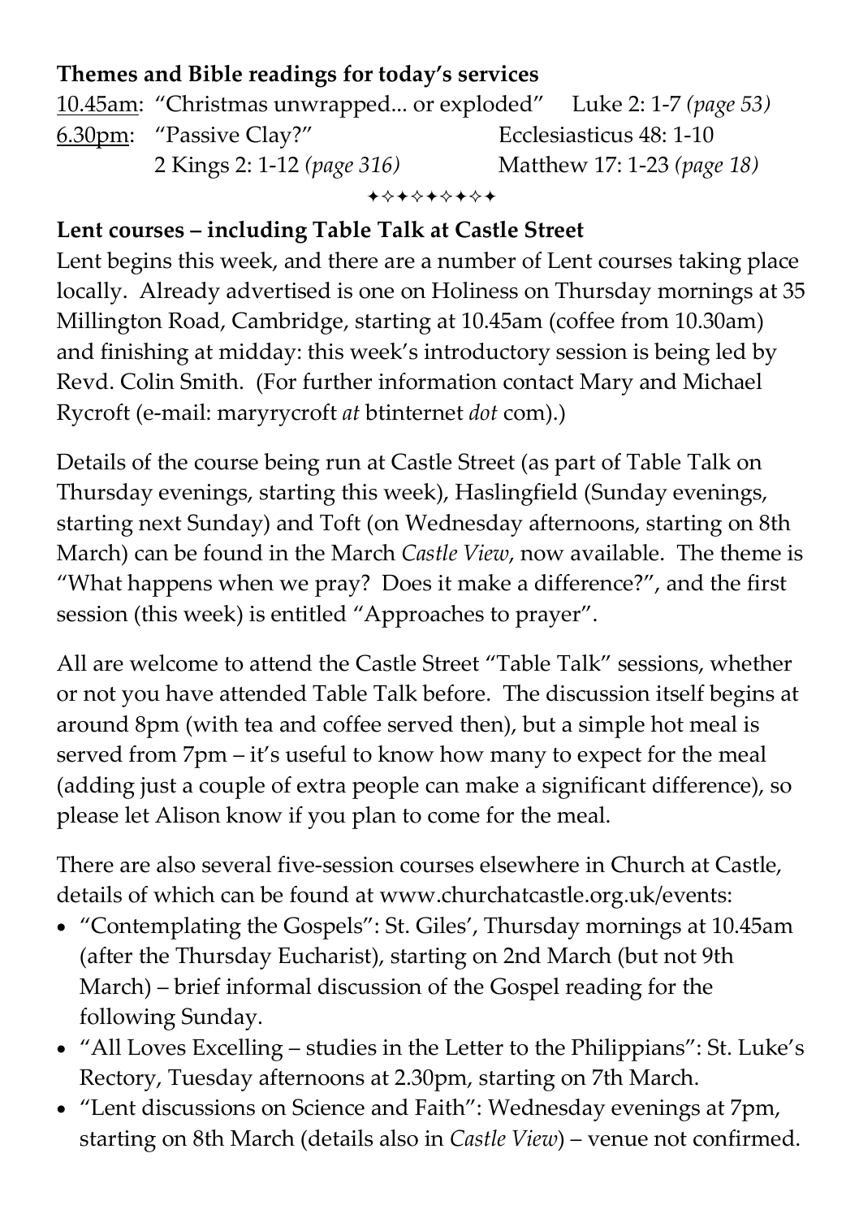**Themes and Bible readings for today's services**

10.45am: "Christmas unwrapped... or exploded" Luke 2: 1-7 *(page 53)*

6.30pm: "Passive Clay?" Ecclesiasticus 48: 1-10

2 Kings 2: 1-12 *(page 316)* Matthew 17: 1-23 *(page 18)*

✦✧✦✧✦✦✧✦

**Lent courses – including Table Talk at Castle Street**

Lent begins this week, and there are a number of Lent courses taking place locally. Already advertised is one on Holiness on Thursday mornings at 35 Millington Road, Cambridge, starting at 10.45am (coffee from 10.30am) and finishing at midday: this week's introductory session is being led by Revd. Colin Smith. (For further information contact Mary and Michael Rycroft (e-mail: maryrycroft *at* btinternet *dot* com).)

Details of the course being run at Castle Street (as part of Table Talk on Thursday evenings, starting this week), Haslingfield (Sunday evenings, starting next Sunday) and Toft (on Wednesday afternoons, starting on 8th March) can be found in the March *Castle View*, now available. The theme is "What happens when we pray? Does it make a difference?", and the first session (this week) is entitled "Approaches to prayer".

All are welcome to attend the Castle Street "Table Talk" sessions, whether or not you have attended Table Talk before. The discussion itself begins at around 8pm (with tea and coffee served then), but a simple hot meal is served from 7pm – it's useful to know how many to expect for the meal (adding just a couple of extra people can make a significant difference), so please let Alison know if you plan to come for the meal.

There are also several five-session courses elsewhere in Church at Castle, details of which can be found at www.churchatcastle.org.uk/events:

- "Contemplating the Gospels": St. Giles', Thursday mornings at 10.45am (after the Thursday Eucharist), starting on 2nd March (but not 9th March) – brief informal discussion of the Gospel reading for the following Sunday.
- "All Loves Excelling – studies in the Letter to the Philippians": St. Luke's Rectory, Tuesday afternoons at 2.30pm, starting on 7th March.
- "Lent discussions on Science and Faith": Wednesday evenings at 7pm, starting on 8th March (details also in *Castle View*) – venue not confirmed.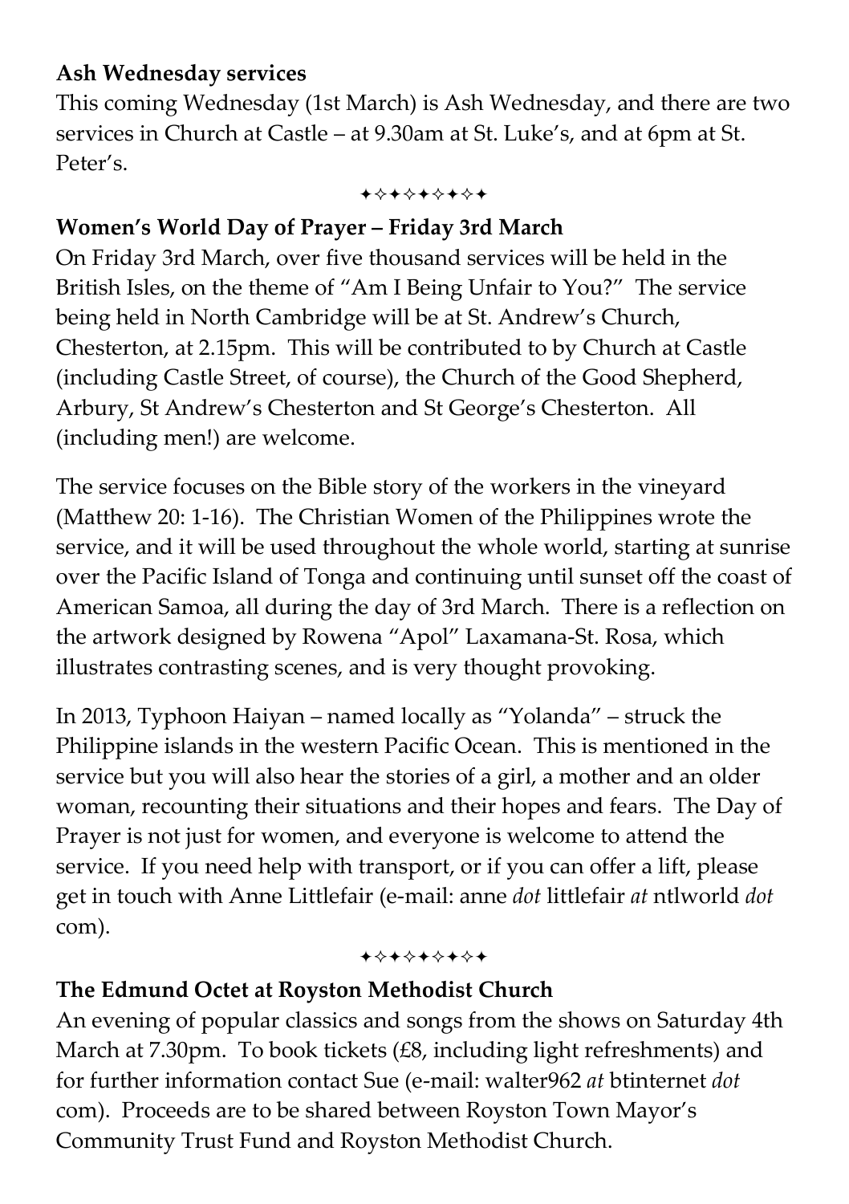**Ash Wednesday services**

This coming Wednesday (1st March) is Ash Wednesday, and there are two services in Church at Castle – at 9.30am at St. Luke's, and at 6pm at St. Peter's.

✦✧✦✧✦✧✦✧✦

**Women's World Day of Prayer – Friday 3rd March**

On Friday 3rd March, over five thousand services will be held in the British Isles, on the theme of "Am I Being Unfair to You?" The service being held in North Cambridge will be at St. Andrew's Church, Chesterton, at 2.15pm. This will be contributed to by Church at Castle (including Castle Street, of course), the Church of the Good Shepherd, Arbury, St Andrew's Chesterton and St George's Chesterton. All (including men!) are welcome.

The service focuses on the Bible story of the workers in the vineyard (Matthew 20: 1-16). The Christian Women of the Philippines wrote the service, and it will be used throughout the whole world, starting at sunrise over the Pacific Island of Tonga and continuing until sunset off the coast of American Samoa, all during the day of 3rd March. There is a reflection on the artwork designed by Rowena "Apol" Laxamana-St. Rosa, which illustrates contrasting scenes, and is very thought provoking.

In 2013, Typhoon Haiyan – named locally as "Yolanda" – struck the Philippine islands in the western Pacific Ocean. This is mentioned in the service but you will also hear the stories of a girl, a mother and an older woman, recounting their situations and their hopes and fears. The Day of Prayer is not just for women, and everyone is welcome to attend the service. If you need help with transport, or if you can offer a lift, please get in touch with Anne Littlefair (e-mail: anne *dot* littlefair *at* ntlworld *dot* com).

✦✧✦✧✦✧✦✧✦

**The Edmund Octet at Royston Methodist Church**

An evening of popular classics and songs from the shows on Saturday 4th March at 7.30pm. To book tickets (£8, including light refreshments) and for further information contact Sue (e-mail: walter962 *at* btinternet *dot* com). Proceeds are to be shared between Royston Town Mayor's Community Trust Fund and Royston Methodist Church.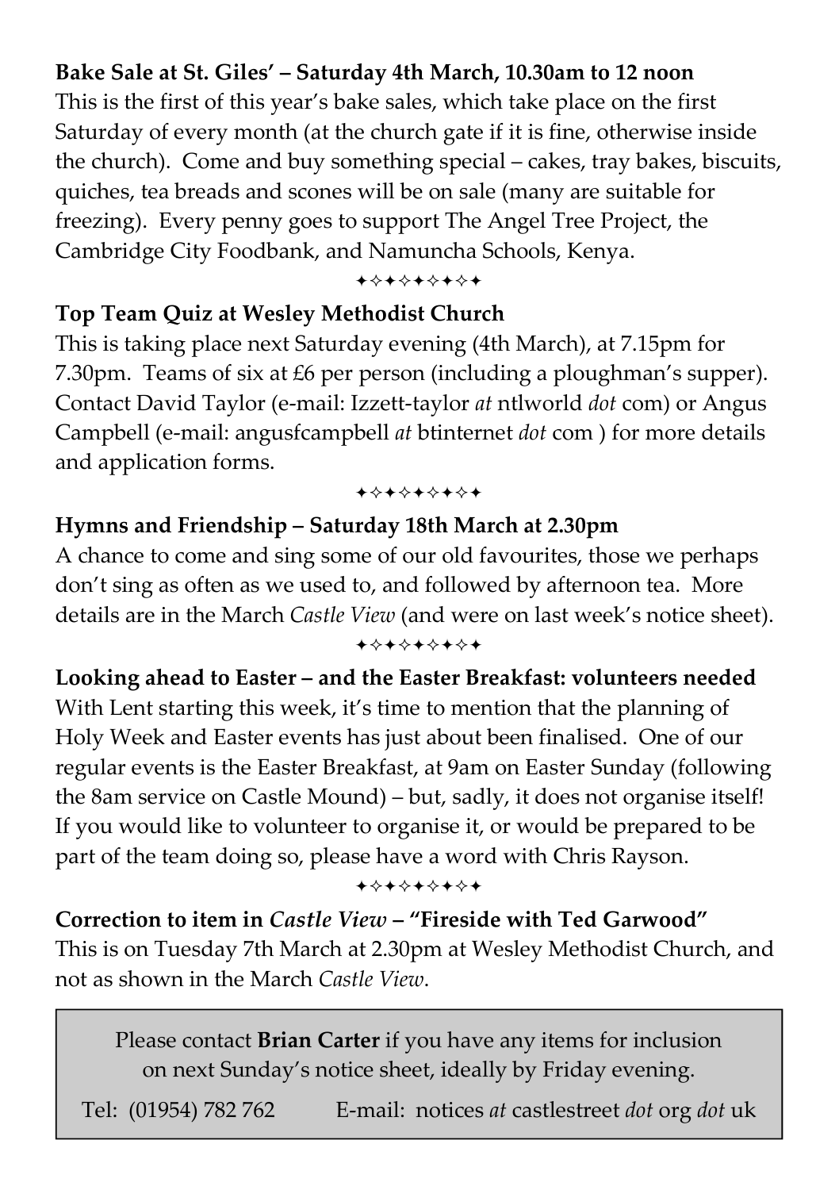**Bake Sale at St. Giles' – Saturday 4th March, 10.30am to 12 noon**

This is the first of this year's bake sales, which take place on the first Saturday of every month (at the church gate if it is fine, otherwise inside the church). Come and buy something special – cakes, tray bakes, biscuits, quiches, tea breads and scones will be on sale (many are suitable for freezing). Every penny goes to support The Angel Tree Project, the Cambridge City Foodbank, and Namuncha Schools, Kenya.

✦✧✦✧✦✧✦✧✦

**Top Team Quiz at Wesley Methodist Church**

This is taking place next Saturday evening (4th March), at 7.15pm for 7.30pm. Teams of six at £6 per person (including a ploughman's supper). Contact David Taylor (e-mail: Izzett-taylor *at* ntlworld *dot* com) or Angus Campbell (e-mail: angusfcampbell *at* btinternet *dot* com ) for more details and application forms.

✦✧✦✧✦✧✦✧✦

**Hymns and Friendship – Saturday 18th March at 2.30pm**

A chance to come and sing some of our old favourites, those we perhaps don't sing as often as we used to, and followed by afternoon tea. More details are in the March *Castle View* (and were on last week's notice sheet).

✦✧✦✧✦✧✦✧✦

**Looking ahead to Easter – and the Easter Breakfast: volunteers needed**

With Lent starting this week, it's time to mention that the planning of Holy Week and Easter events has just about been finalised. One of our regular events is the Easter Breakfast, at 9am on Easter Sunday (following the 8am service on Castle Mound) – but, sadly, it does not organise itself! If you would like to volunteer to organise it, or would be prepared to be part of the team doing so, please have a word with Chris Rayson.

✦✧✦✧✦✧✦✧✦

**Correction to item in *Castle View* – "Fireside with Ted Garwood"**

This is on Tuesday 7th March at 2.30pm at Wesley Methodist Church, and not as shown in the March *Castle View*.

Please contact **Brian Carter** if you have any items for inclusion on next Sunday's notice sheet, ideally by Friday evening.

Tel: (01954) 782 762 E-mail: notices *at* castlestreet *dot* org *dot* uk